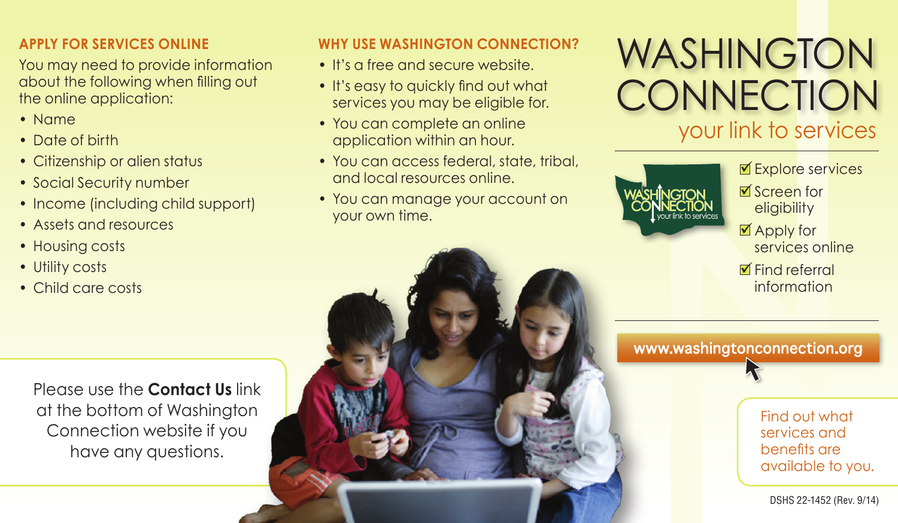# WASHINGTON CONNECTION

## your link to services

- ☑ Explore services
- ☑ Screen for eligibility
- ☑ Apply for services online
- ☑ Find referral information

**www.washingtonconnection.org**

Find out what services and benefits are available to you.

## APPLY FOR SERVICES ONLINE

You may need to provide information about the following when filling out the online application:

- Name
- Date of birth
- Citizenship or alien status
- Social Security number
- Income (including child support)
- Assets and resources
- Housing costs
- Utility costs
- Child care costs

## WHY USE WASHINGTON CONNECTION?

- It's a free and secure website.
- It's easy to quickly find out what services you may be eligible for.
- You can complete an online application within an hour.
- You can access federal, state, tribal, and local resources online.
- You can manage your account on your own time.

Please use the **Contact Us** link at the bottom of Washington Connection website if you have any questions.

DSHS 22-1452 (Rev. 9/14)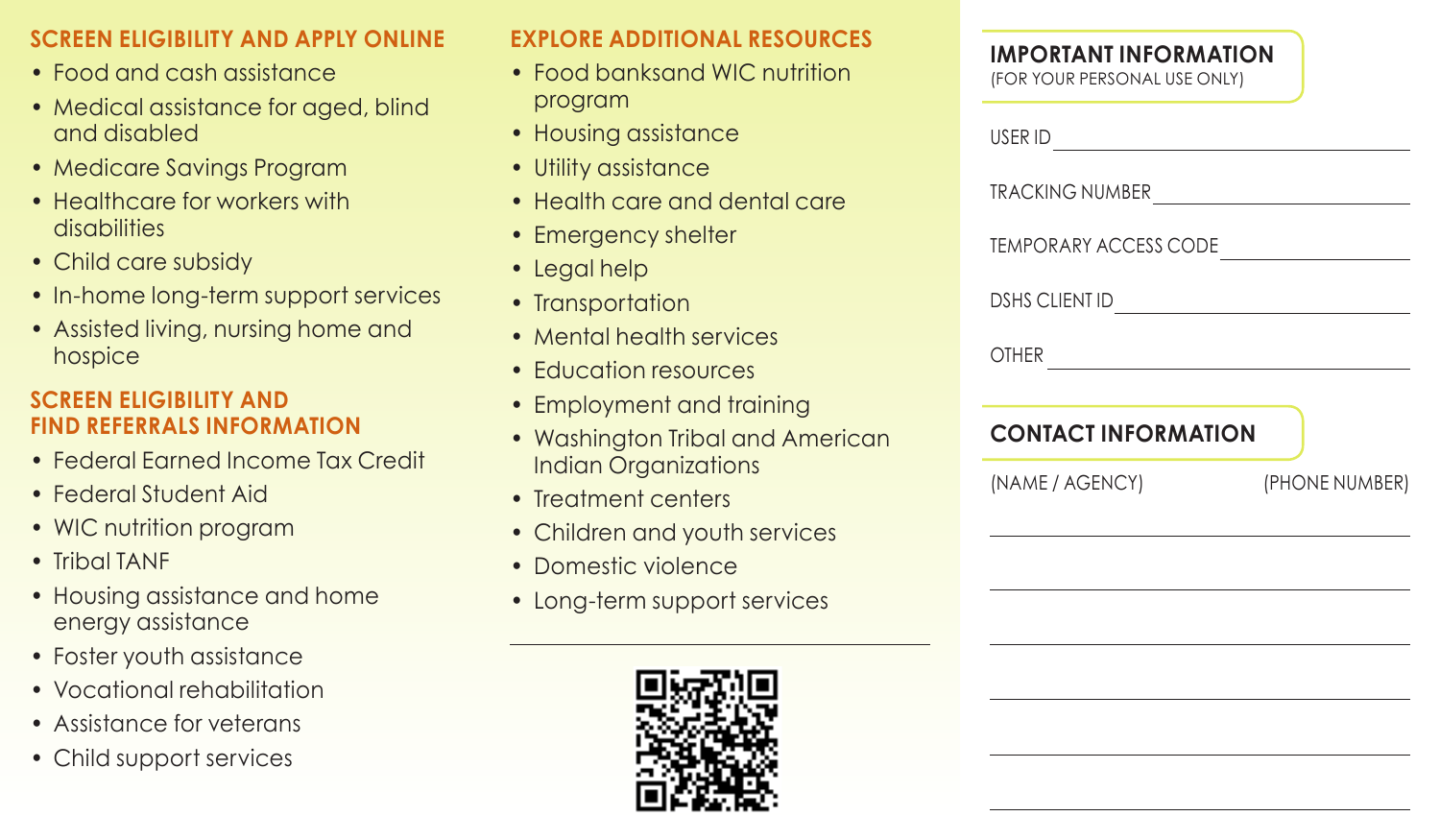## SCREEN ELIGIBILITY AND APPLY ONLINE

- Food and cash assistance
- Medical assistance for aged, blind and disabled
- Medicare Savings Program
- Healthcare for workers with disabilities
- Child care subsidy
- In-home long-term support services
- Assisted living, nursing home and hospice

## SCREEN ELIGIBILITY AND FIND REFERRALS INFORMATION

- Federal Earned Income Tax Credit
- Federal Student Aid
- WIC nutrition program
- Tribal TANF
- Housing assistance and home energy assistance
- Foster youth assistance
- Vocational rehabilitation
- Assistance for veterans
- Child support services

## EXPLORE ADDITIONAL RESOURCES

- Food banksand WIC nutrition program
- Housing assistance
- Utility assistance
- Health care and dental care
- Emergency shelter
- Legal help
- Transportation
- Mental health services
- Education resources
- Employment and training
- Washington Tribal and American Indian Organizations
- Treatment centers
- Children and youth services
- Domestic violence
- Long-term support services

## IMPORTANT INFORMATION

(FOR YOUR PERSONAL USE ONLY)

USER ID \_\_\_\_\_\_\_\_\_\_\_\_\_\_\_\_\_\_\_\_

TRACKING NUMBER \_\_\_\_\_\_\_\_\_\_\_\_\_\_\_\_\_\_\_\_

TEMPORARY ACCESS CODE \_\_\_\_\_\_\_\_\_\_\_\_\_\_\_\_\_\_\_\_

DSHS CLIENT ID \_\_\_\_\_\_\_\_\_\_\_\_\_\_\_\_\_\_\_\_

OTHER \_\_\_\_\_\_\_\_\_\_\_\_\_\_\_\_\_\_\_\_

## CONTACT INFORMATION

| (NAME / AGENCY) | (PHONE NUMBER) |
|---|---|
| | |
| | |
| | |
| | |
| | |
| | |